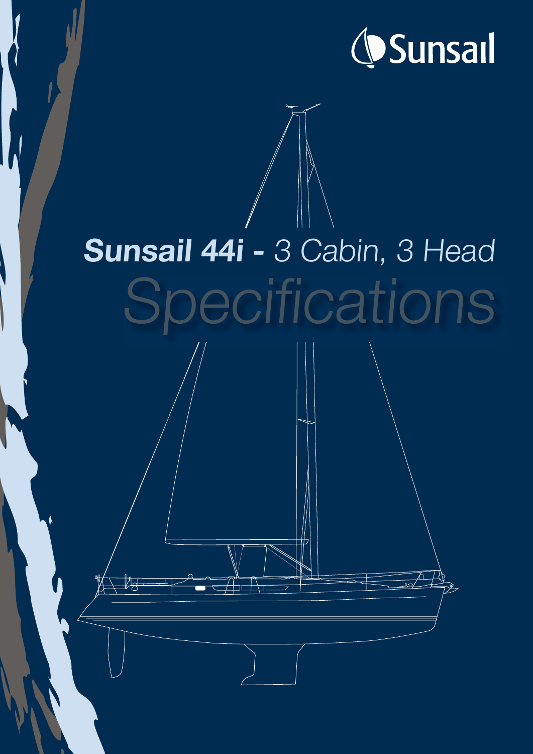Sunsail

# **Sunsail 44i -** *3 Cabin, 3 Head*

# *Specifications*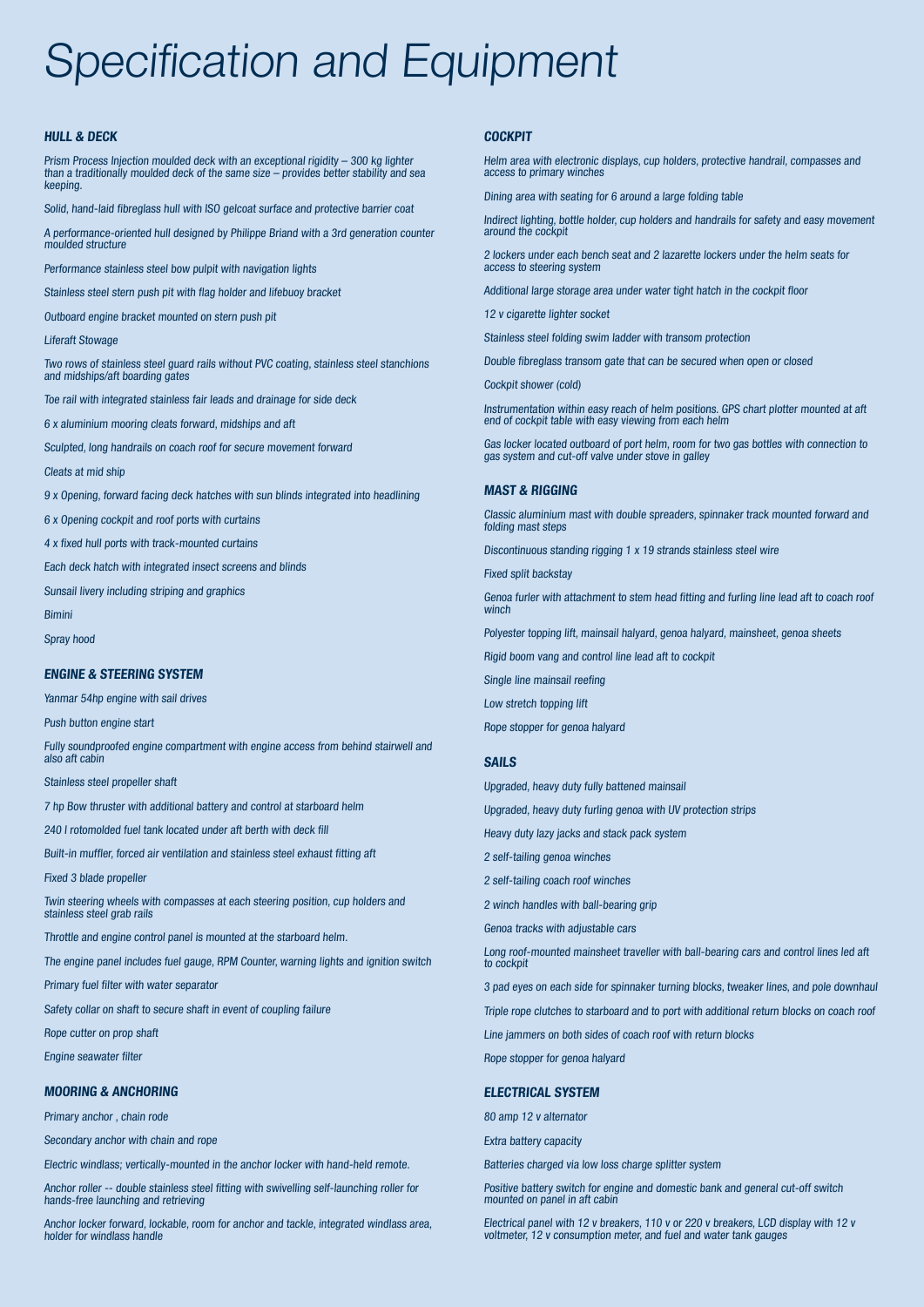# Specification and Equipment

### HULL & DECK

*Prism Process Injection moulded deck with an exceptional rigidity – 300 kg lighter than a traditionally moulded deck of the same size – provides better stability and sea keeping.*

*Solid, hand-laid fibreglass hull with ISO gelcoat surface and protective barrier coat*

*A performance-oriented hull designed by Philippe Briand with a 3rd generation counter moulded structure*

*Performance stainless steel bow pulpit with navigation lights*

*Stainless steel stern push pit with flag holder and lifebuoy bracket*

*Outboard engine bracket mounted on stern push pit*

*Liferaft Stowage*

*Two rows of stainless steel guard rails without PVC coating, stainless steel stanchions and midships/aft boarding gates*

*Toe rail with integrated stainless fair leads and drainage for side deck*

*6 x aluminium mooring cleats forward, midships and aft*

*Sculpted, long handrails on coach roof for secure movement forward*

*Cleats at mid ship*

*9 x Opening, forward facing deck hatches with sun blinds integrated into headlining*

*6 x Opening cockpit and roof ports with curtains*

*4 x fixed hull ports with track-mounted curtains*

*Each deck hatch with integrated insect screens and blinds*

*Sunsail livery including striping and graphics*

*Bimini*

*Spray hood*

### ENGINE & STEERING SYSTEM

*Yanmar 54hp engine with sail drives*

*Push button engine start*

*Fully soundproofed engine compartment with engine access from behind stairwell and also aft cabin*

*Stainless steel propeller shaft*

*7 hp Bow thruster with additional battery and control at starboard helm*

*240 l rotomolded fuel tank located under aft berth with deck fill*

*Built-in muffler, forced air ventilation and stainless steel exhaust fitting aft*

*Fixed 3 blade propeller*

*Twin steering wheels with compasses at each steering position, cup holders and stainless steel grab rails*

*Throttle and engine control panel is mounted at the starboard helm.*

*The engine panel includes fuel gauge, RPM Counter, warning lights and ignition switch*

*Primary fuel filter with water separator*

*Safety collar on shaft to secure shaft in event of coupling failure*

*Rope cutter on prop shaft*

*Engine seawater filter*

### MOORING & ANCHORING

*Primary anchor , chain rode*

*Secondary anchor with chain and rope*

*Electric windlass; vertically-mounted in the anchor locker with hand-held remote.*

*Anchor roller -- double stainless steel fitting with swivelling self-launching roller for hands-free launching and retrieving*

*Anchor locker forward, lockable, room for anchor and tackle, integrated windlass area, holder for windlass handle*

### COCKPIT

*Helm area with electronic displays, cup holders, protective handrail, compasses and access to primary winches*

*Dining area with seating for 6 around a large folding table*

*Indirect lighting, bottle holder, cup holders and handrails for safety and easy movement around the cockpit*

*2 lockers under each bench seat and 2 lazarette lockers under the helm seats for access to steering system*

*Additional large storage area under water tight hatch in the cockpit floor*

*12 v cigarette lighter socket*

*Stainless steel folding swim ladder with transom protection*

*Double fibreglass transom gate that can be secured when open or closed*

*Cockpit shower (cold)*

*Instrumentation within easy reach of helm positions. GPS chart plotter mounted at aft end of cockpit table with easy viewing from each helm*

*Gas locker located outboard of port helm, room for two gas bottles with connection to gas system and cut-off valve under stove in galley*

### MAST & RIGGING

*Classic aluminium mast with double spreaders, spinnaker track mounted forward and folding mast steps*

*Discontinuous standing rigging 1 x 19 strands stainless steel wire*

*Fixed split backstay*

*Genoa furler with attachment to stem head fitting and furling line lead aft to coach roof winch*

*Polyester topping lift, mainsail halyard, genoa halyard, mainsheet, genoa sheets*

*Rigid boom vang and control line lead aft to cockpit*

*Single line mainsail reefing*

*Low stretch topping lift*

*Rope stopper for genoa halyard*

### SAILS

*Upgraded, heavy duty fully battened mainsail*

*Upgraded, heavy duty furling genoa with UV protection strips*

*Heavy duty lazy jacks and stack pack system*

*2 self-tailing genoa winches*

*2 self-tailing coach roof winches*

*2 winch handles with ball-bearing grip*

*Genoa tracks with adjustable cars*

*Long roof-mounted mainsheet traveller with ball-bearing cars and control lines led aft to cockpit*

*3 pad eyes on each side for spinnaker turning blocks, tweaker lines, and pole downhaul*

*Triple rope clutches to starboard and to port with additional return blocks on coach roof*

*Line jammers on both sides of coach roof with return blocks*

*Rope stopper for genoa halyard*

### ELECTRICAL SYSTEM

*80 amp 12 v alternator*

*Extra battery capacity*

*Batteries charged via low loss charge splitter system*

*Positive battery switch for engine and domestic bank and general cut-off switch mounted on panel in aft cabin*

*Electrical panel with 12 v breakers, 110 v or 220 v breakers, LCD display with 12 v voltmeter, 12 v consumption meter, and fuel and water tank gauges*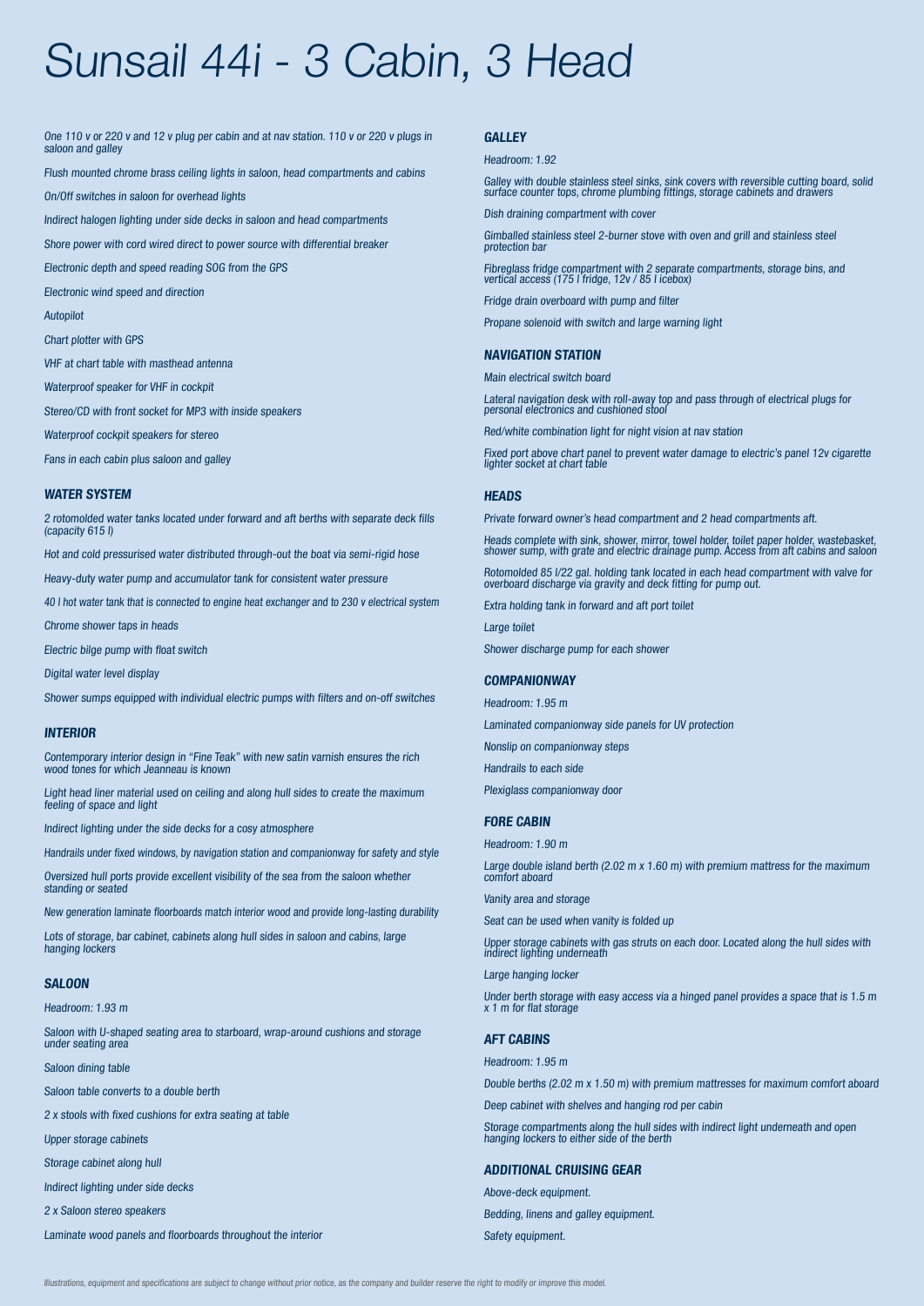# Sunsail 44i - 3 Cabin, 3 Head

*One 110 v or 220 v and 12 v plug per cabin and at nav station. 110 v or 220 v plugs in saloon and galley*

*Flush mounted chrome brass ceiling lights in saloon, head compartments and cabins*

*On/Off switches in saloon for overhead lights*

*Indirect halogen lighting under side decks in saloon and head compartments*

*Shore power with cord wired direct to power source with differential breaker*

*Electronic depth and speed reading SOG from the GPS*

*Electronic wind speed and direction*

*Autopilot*

*Chart plotter with GPS*

*VHF at chart table with masthead antenna*

*Waterproof speaker for VHF in cockpit*

*Stereo/CD with front socket for MP3 with inside speakers*

*Waterproof cockpit speakers for stereo*

*Fans in each cabin plus saloon and galley*

### *WATER SYSTEM*

*2 rotomolded water tanks located under forward and aft berths with separate deck fills (capacity 615 l)*

*Hot and cold pressurised water distributed through-out the boat via semi-rigid hose*

*Heavy-duty water pump and accumulator tank for consistent water pressure*

*40 l hot water tank that is connected to engine heat exchanger and to 230 v electrical system*

*Chrome shower taps in heads*

*Electric bilge pump with float switch*

*Digital water level display*

*Shower sumps equipped with individual electric pumps with filters and on-off switches*

### *INTERIOR*

*Contemporary interior design in "Fine Teak" with new satin varnish ensures the rich wood tones for which Jeanneau is known*

*Light head liner material used on ceiling and along hull sides to create the maximum feeling of space and light*

*Indirect lighting under the side decks for a cosy atmosphere*

*Handrails under fixed windows, by navigation station and companionway for safety and style*

*Oversized hull ports provide excellent visibility of the sea from the saloon whether standing or seated*

*New generation laminate floorboards match interior wood and provide long-lasting durability*

*Lots of storage, bar cabinet, cabinets along hull sides in saloon and cabins, large hanging lockers*

### *SALOON*

*Headroom: 1.93 m*

*Saloon with U-shaped seating area to starboard, wrap-around cushions and storage under seating area*

*Saloon dining table*

*Saloon table converts to a double berth*

*2 x stools with fixed cushions for extra seating at table*

*Upper storage cabinets*

*Storage cabinet along hull*

*Indirect lighting under side decks*

*2 x Saloon stereo speakers*

*Laminate wood panels and floorboards throughout the interior*

### *GALLEY*

*Headroom: 1.92*

*Galley with double stainless steel sinks, sink covers with reversible cutting board, solid surface counter tops, chrome plumbing fittings, storage cabinets and drawers*

*Dish draining compartment with cover*

*Gimballed stainless steel 2-burner stove with oven and grill and stainless steel protection bar*

*Fibreglass fridge compartment with 2 separate compartments, storage bins, and vertical access (175 l fridge, 12v / 85 l icebox)*

*Fridge drain overboard with pump and filter*

*Propane solenoid with switch and large warning light*

### *NAVIGATION STATION*

*Main electrical switch board*

*Lateral navigation desk with roll-away top and pass through of electrical plugs for personal electronics and cushioned stool*

*Red/white combination light for night vision at nav station*

*Fixed port above chart panel to prevent water damage to electric's panel 12v cigarette lighter socket at chart table*

### *HEADS*

*Private forward owner's head compartment and 2 head compartments aft.*

*Heads complete with sink, shower, mirror, towel holder, toilet paper holder, wastebasket, shower sump, with grate and electric drainage pump. Access from aft cabins and saloon*

*Rotomolded 85 l/22 gal. holding tank located in each head compartment with valve for overboard discharge via gravity and deck fitting for pump out.*

*Extra holding tank in forward and aft port toilet*

*Large toilet*

*Shower discharge pump for each shower*

### *COMPANIONWAY*

*Headroom: 1.95 m*

*Laminated companionway side panels for UV protection*

*Nonslip on companionway steps*

*Handrails to each side*

*Plexiglass companionway door*

### *FORE CABIN*

*Headroom: 1.90 m*

*Large double island berth (2.02 m x 1.60 m) with premium mattress for the maximum comfort aboard*

*Vanity area and storage*

*Seat can be used when vanity is folded up*

*Upper storage cabinets with gas struts on each door. Located along the hull sides with indirect lighting underneath*

*Large hanging locker*

*Under berth storage with easy access via a hinged panel provides a space that is 1.5 m x 1 m for flat storage*

### *AFT CABINS*

*Headroom: 1.95 m*

*Double berths (2.02 m x 1.50 m) with premium mattresses for maximum comfort aboard*

*Deep cabinet with shelves and hanging rod per cabin*

*Storage compartments along the hull sides with indirect light underneath and open hanging lockers to either side of the berth*

### *ADDITIONAL CRUISING GEAR*

*Above-deck equipment.*

*Bedding, linens and galley equipment.*

*Safety equipment.*

*Illustrations, equipment and specifications are subject to change without prior notice, as the company and builder reserve the right to modify or improve this model.*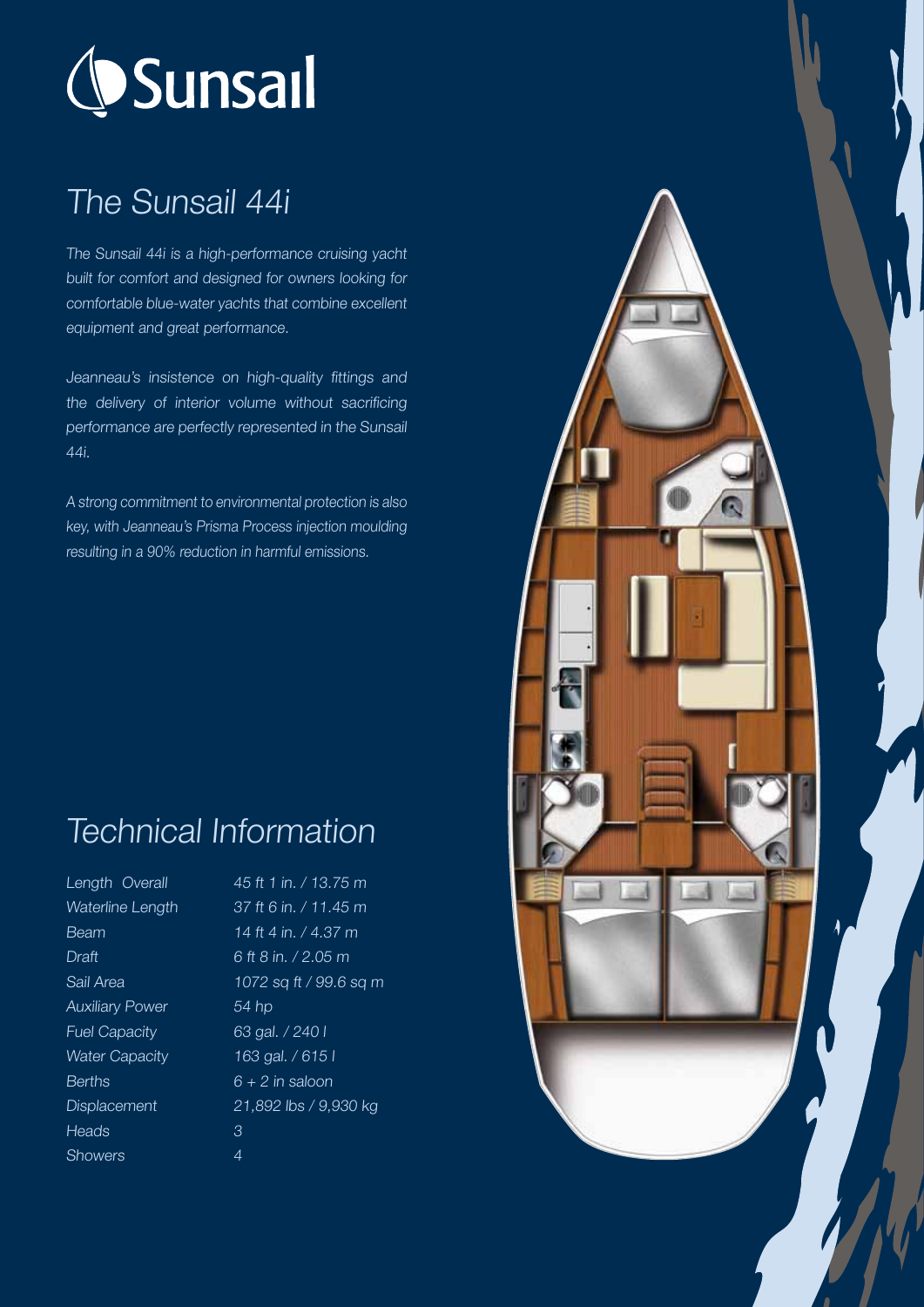# Sunsail

## *The Sunsail 44i*

*The Sunsail 44i is a high-performance cruising yacht built for comfort and designed for owners looking for comfortable blue-water yachts that combine excellent equipment and great performance.*

*Jeanneau's insistence on high-quality fittings and the delivery of interior volume without sacrificing performance are perfectly represented in the Sunsail 44i.*

*A strong commitment to environmental protection is also key, with Jeanneau's Prisma Process injection moulding resulting in a 90% reduction in harmful emissions.*

## *Technical Information*

| | |
|---|---|
| *Length Overall* | *45 ft 1 in. / 13.75 m* |
| *Waterline Length* | *37 ft 6 in. / 11.45 m* |
| *Beam* | *14 ft 4 in. / 4.37 m* |
| *Draft* | *6 ft 8 in. / 2.05 m* |
| *Sail Area* | *1072 sq ft / 99.6 sq m* |
| *Auxiliary Power* | *54 hp* |
| *Fuel Capacity* | *63 gal. / 240 l* |
| *Water Capacity* | *163 gal. / 615 l* |
| *Berths* | *6 + 2 in saloon* |
| *Displacement* | *21,892 lbs / 9,930 kg* |
| *Heads* | *3* |
| *Showers* | *4* |